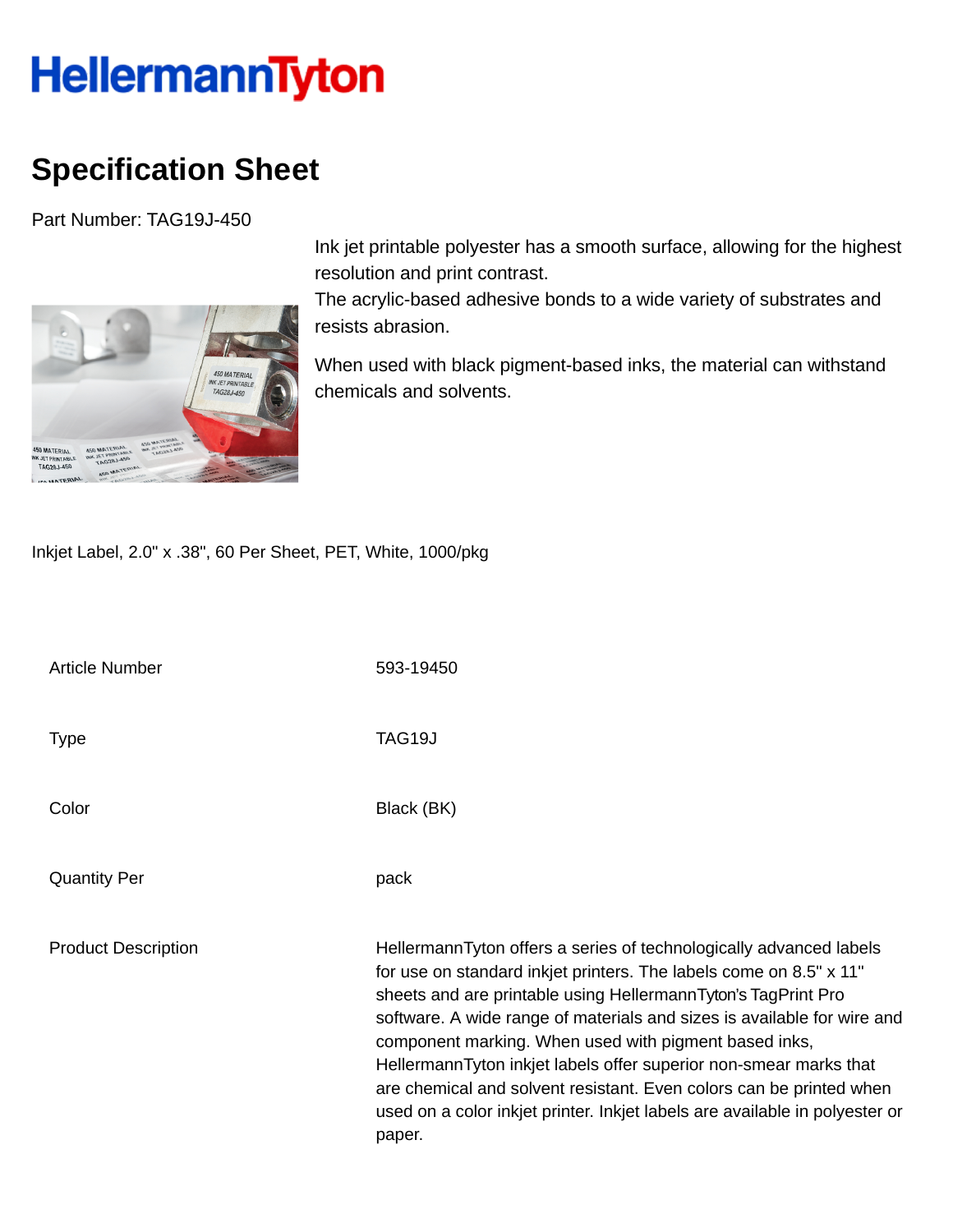HellermannTyton

# Specification Sheet

Part Number: TAG19J-450

Ink jet printable polyester has a smooth surface, allowing for the highest resolution and print contrast.
The acrylic-based adhesive bonds to a wide variety of substrates and resists abrasion.

When used with black pigment-based inks, the material can withstand chemicals and solvents.

Inkjet Label, 2.0" x .38", 60 Per Sheet, PET, White, 1000/pkg

| | |
|---|---|
| Article Number | 593-19450 |
| Type | TAG19J |
| Color | Black (BK) |
| Quantity Per | pack |
| Product Description | HellermannTyton offers a series of technologically advanced labels for use on standard inkjet printers. The labels come on 8.5" x 11" sheets and are printable using HellermannTyton's TagPrint Pro software. A wide range of materials and sizes is available for wire and component marking. When used with pigment based inks, HellermannTyton inkjet labels offer superior non-smear marks that are chemical and solvent resistant. Even colors can be printed when used on a color inkjet printer. Inkjet labels are available in polyester or paper. |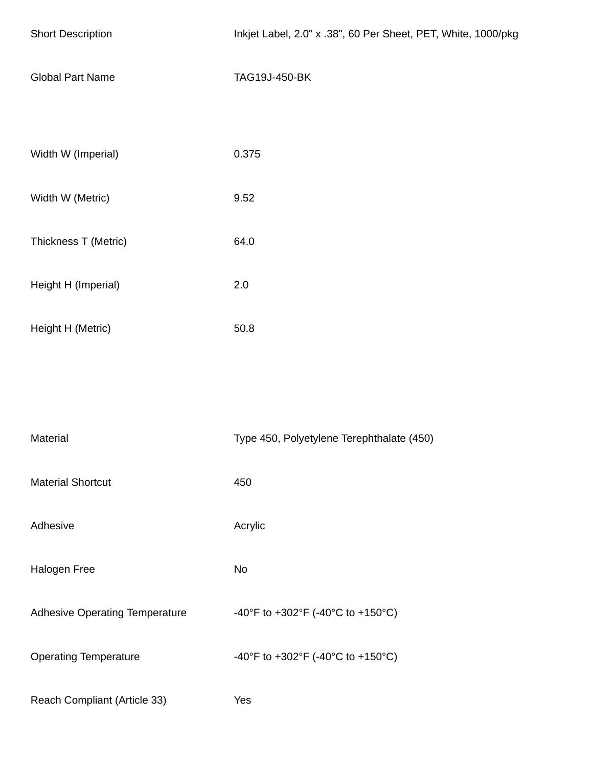| | |
|---|---|
| Short Description | Inkjet Label, 2.0" x .38", 60 Per Sheet, PET, White, 1000/pkg |
| Global Part Name | TAG19J-450-BK |
| | |
| Width W (Imperial) | 0.375 |
| Width W (Metric) | 9.52 |
| Thickness T (Metric) | 64.0 |
| Height H (Imperial) | 2.0 |
| Height H (Metric) | 50.8 |
| | |
| Material | Type 450, Polyetylene Terephthalate (450) |
| Material Shortcut | 450 |
| Adhesive | Acrylic |
| Halogen Free | No |
| Adhesive Operating Temperature | -40°F to +302°F (-40°C to +150°C) |
| Operating Temperature | -40°F to +302°F (-40°C to +150°C) |
| Reach Compliant (Article 33) | Yes |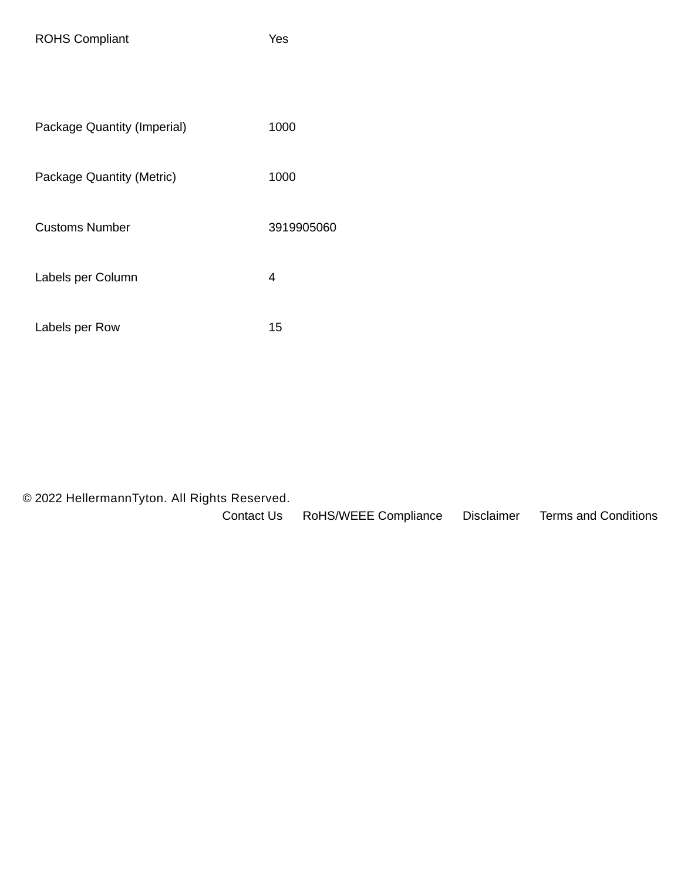| | |
|---|---|
| ROHS Compliant | Yes |
| Package Quantity (Imperial) | 1000 |
| Package Quantity (Metric) | 1000 |
| Customs Number | 3919905060 |
| Labels per Column | 4 |
| Labels per Row | 15 |

© 2022 HellermannTyton. All Rights Reserved.

Contact Us RoHS/WEEE Compliance Disclaimer Terms and Conditions